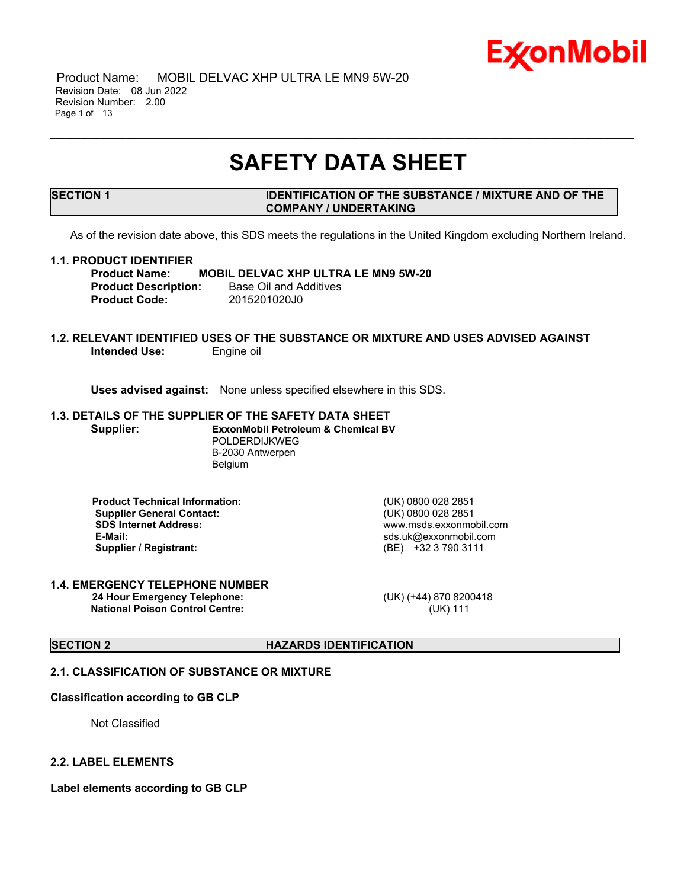Product Name: MOBIL DELVAC XHP ULTRA LE MN9 5W-20
Revision Date: 08 Jun 2022
Revision Number: 2.00

# SAFETY DATA SHEET

## SECTION 1 IDENTIFICATION OF THE SUBSTANCE / MIXTURE AND OF THE COMPANY / UNDERTAKING

As of the revision date above, this SDS meets the regulations in the United Kingdom excluding Northern Ireland.

### 1.1. PRODUCT IDENTIFIER

**Product Name:** **MOBIL DELVAC XHP ULTRA LE MN9 5W-20**
**Product Description:** Base Oil and Additives
**Product Code:** 2015201020J0

### 1.2. RELEVANT IDENTIFIED USES OF THE SUBSTANCE OR MIXTURE AND USES ADVISED AGAINST

**Intended Use:** Engine oil

**Uses advised against:** None unless specified elsewhere in this SDS.

### 1.3. DETAILS OF THE SUPPLIER OF THE SAFETY DATA SHEET

**Supplier:** **ExxonMobil Petroleum & Chemical BV**
POLDERDIJKWEG
B-2030 Antwerpen
Belgium

| | |
|---|---|
| **Product Technical Information:** | (UK) 0800 028 2851 |
| **Supplier General Contact:** | (UK) 0800 028 2851 |
| **SDS Internet Address:** | www.msds.exxonmobil.com |
| **E-Mail:** | sds.uk@exxonmobil.com |
| **Supplier / Registrant:** | (BE) +32 3 790 3111 |

### 1.4. EMERGENCY TELEPHONE NUMBER

| | |
|---|---|
| **24 Hour Emergency Telephone:** | (UK) (+44) 870 8200418 |
| **National Poison Control Centre:** | (UK) 111 |

## SECTION 2 HAZARDS IDENTIFICATION

### 2.1. CLASSIFICATION OF SUBSTANCE OR MIXTURE

**Classification according to GB CLP**

Not Classified

### 2.2. LABEL ELEMENTS

**Label elements according to GB CLP**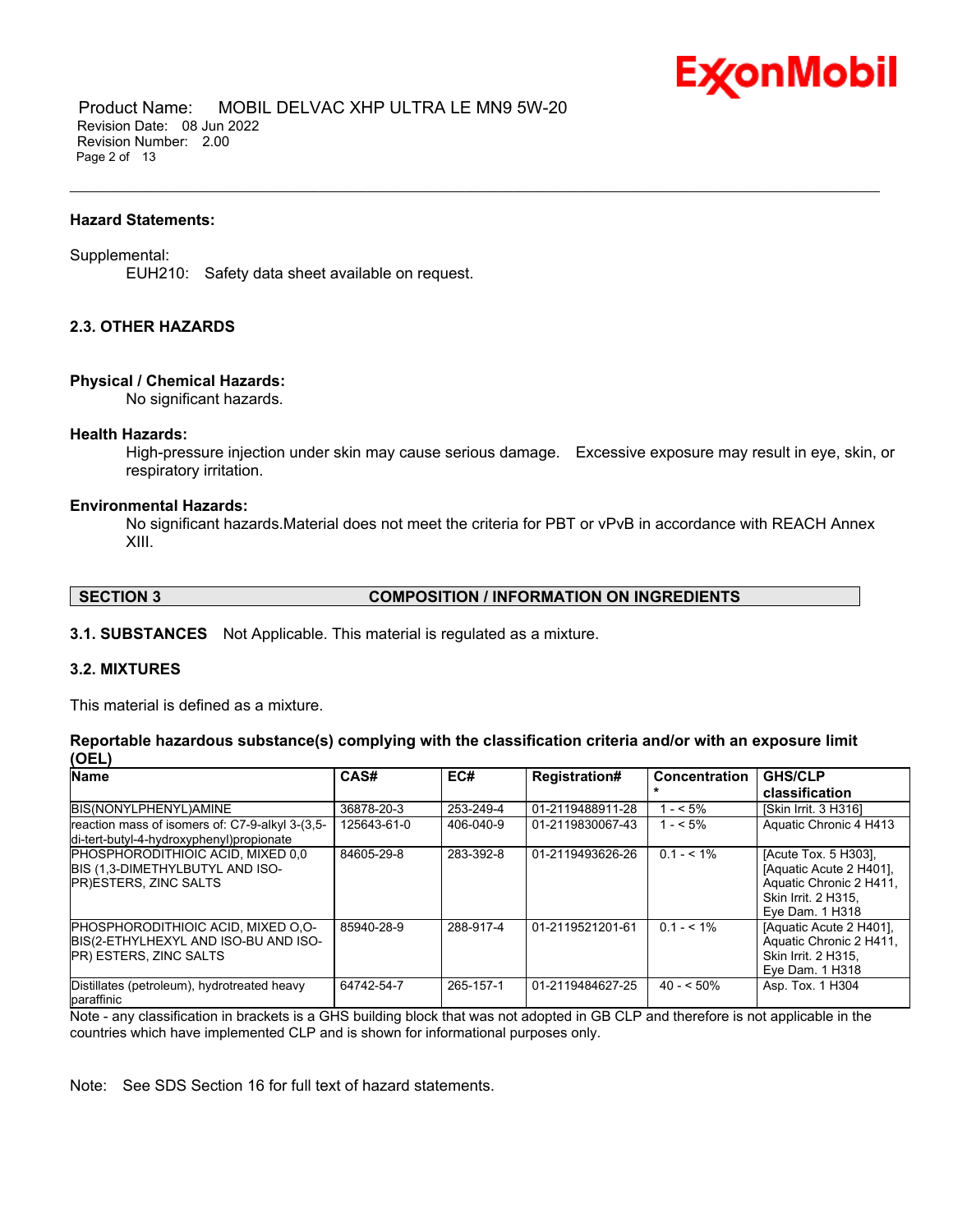**Hazard Statements:**

Supplemental:
EUH210: Safety data sheet available on request.

### 2.3. OTHER HAZARDS

**Physical / Chemical Hazards:**
No significant hazards.

**Health Hazards:**
High-pressure injection under skin may cause serious damage. Excessive exposure may result in eye, skin, or respiratory irritation.

**Environmental Hazards:**
No significant hazards.Material does not meet the criteria for PBT or vPvB in accordance with REACH Annex XIII.

## SECTION 3 COMPOSITION / INFORMATION ON INGREDIENTS

**3.1. SUBSTANCES** Not Applicable. This material is regulated as a mixture.

### 3.2. MIXTURES

This material is defined as a mixture.

**Reportable hazardous substance(s) complying with the classification criteria and/or with an exposure limit (OEL)**

| Name | CAS# | EC# | Registration# | Concentration * | GHS/CLP classification |
|---|---|---|---|---|---|
| BIS(NONYLPHENYL)AMINE | 36878-20-3 | 253-249-4 | 01-2119488911-28 | 1 - < 5% | [Skin Irrit. 3 H316] |
| reaction mass of isomers of: C7-9-alkyl 3-(3,5-di-tert-butyl-4-hydroxyphenyl)propionate | 125643-61-0 | 406-040-9 | 01-2119830067-43 | 1 - < 5% | Aquatic Chronic 4 H413 |
| PHOSPHORODITHIOIC ACID, MIXED 0,0 BIS (1,3-DIMETHYLBUTYL AND ISO-PR)ESTERS, ZINC SALTS | 84605-29-8 | 283-392-8 | 01-2119493626-26 | 0.1 - < 1% | [Acute Tox. 5 H303], [Aquatic Acute 2 H401], Aquatic Chronic 2 H411, Skin Irrit. 2 H315, Eye Dam. 1 H318 |
| PHOSPHORODITHIOIC ACID, MIXED O,O-BIS(2-ETHYLHEXYL AND ISO-BU AND ISO-PR) ESTERS, ZINC SALTS | 85940-28-9 | 288-917-4 | 01-2119521201-61 | 0.1 - < 1% | [Aquatic Acute 2 H401], Aquatic Chronic 2 H411, Skin Irrit. 2 H315, Eye Dam. 1 H318 |
| Distillates (petroleum), hydrotreated heavy paraffinic | 64742-54-7 | 265-157-1 | 01-2119484627-25 | 40 - < 50% | Asp. Tox. 1 H304 |

Note - any classification in brackets is a GHS building block that was not adopted in GB CLP and therefore is not applicable in the countries which have implemented CLP and is shown for informational purposes only.

Note: See SDS Section 16 for full text of hazard statements.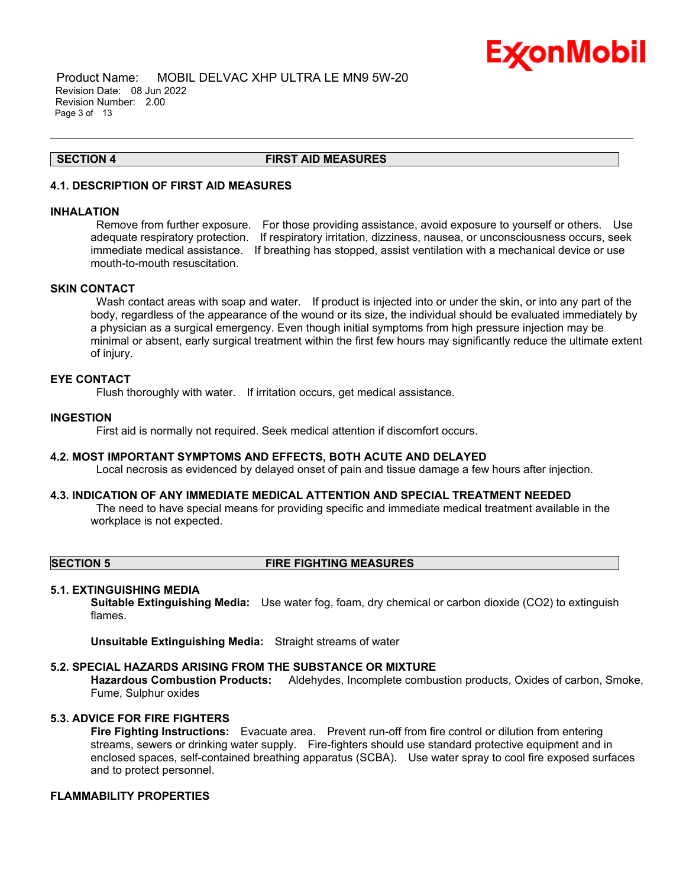## SECTION 4 FIRST AID MEASURES

### 4.1. DESCRIPTION OF FIRST AID MEASURES

**INHALATION**

Remove from further exposure. For those providing assistance, avoid exposure to yourself or others. Use adequate respiratory protection. If respiratory irritation, dizziness, nausea, or unconsciousness occurs, seek immediate medical assistance. If breathing has stopped, assist ventilation with a mechanical device or use mouth-to-mouth resuscitation.

**SKIN CONTACT**

Wash contact areas with soap and water. If product is injected into or under the skin, or into any part of the body, regardless of the appearance of the wound or its size, the individual should be evaluated immediately by a physician as a surgical emergency. Even though initial symptoms from high pressure injection may be minimal or absent, early surgical treatment within the first few hours may significantly reduce the ultimate extent of injury.

**EYE CONTACT**

Flush thoroughly with water. If irritation occurs, get medical assistance.

**INGESTION**

First aid is normally not required. Seek medical attention if discomfort occurs.

### 4.2. MOST IMPORTANT SYMPTOMS AND EFFECTS, BOTH ACUTE AND DELAYED

Local necrosis as evidenced by delayed onset of pain and tissue damage a few hours after injection.

### 4.3. INDICATION OF ANY IMMEDIATE MEDICAL ATTENTION AND SPECIAL TREATMENT NEEDED

The need to have special means for providing specific and immediate medical treatment available in the workplace is not expected.

## SECTION 5 FIRE FIGHTING MEASURES

### 5.1. EXTINGUISHING MEDIA

**Suitable Extinguishing Media:** Use water fog, foam, dry chemical or carbon dioxide ($CO_2$) to extinguish flames.

**Unsuitable Extinguishing Media:** Straight streams of water

### 5.2. SPECIAL HAZARDS ARISING FROM THE SUBSTANCE OR MIXTURE

**Hazardous Combustion Products:** Aldehydes, Incomplete combustion products, Oxides of carbon, Smoke, Fume, Sulphur oxides

### 5.3. ADVICE FOR FIRE FIGHTERS

**Fire Fighting Instructions:** Evacuate area. Prevent run-off from fire control or dilution from entering streams, sewers or drinking water supply. Fire-fighters should use standard protective equipment and in enclosed spaces, self-contained breathing apparatus (SCBA). Use water spray to cool fire exposed surfaces and to protect personnel.

**FLAMMABILITY PROPERTIES**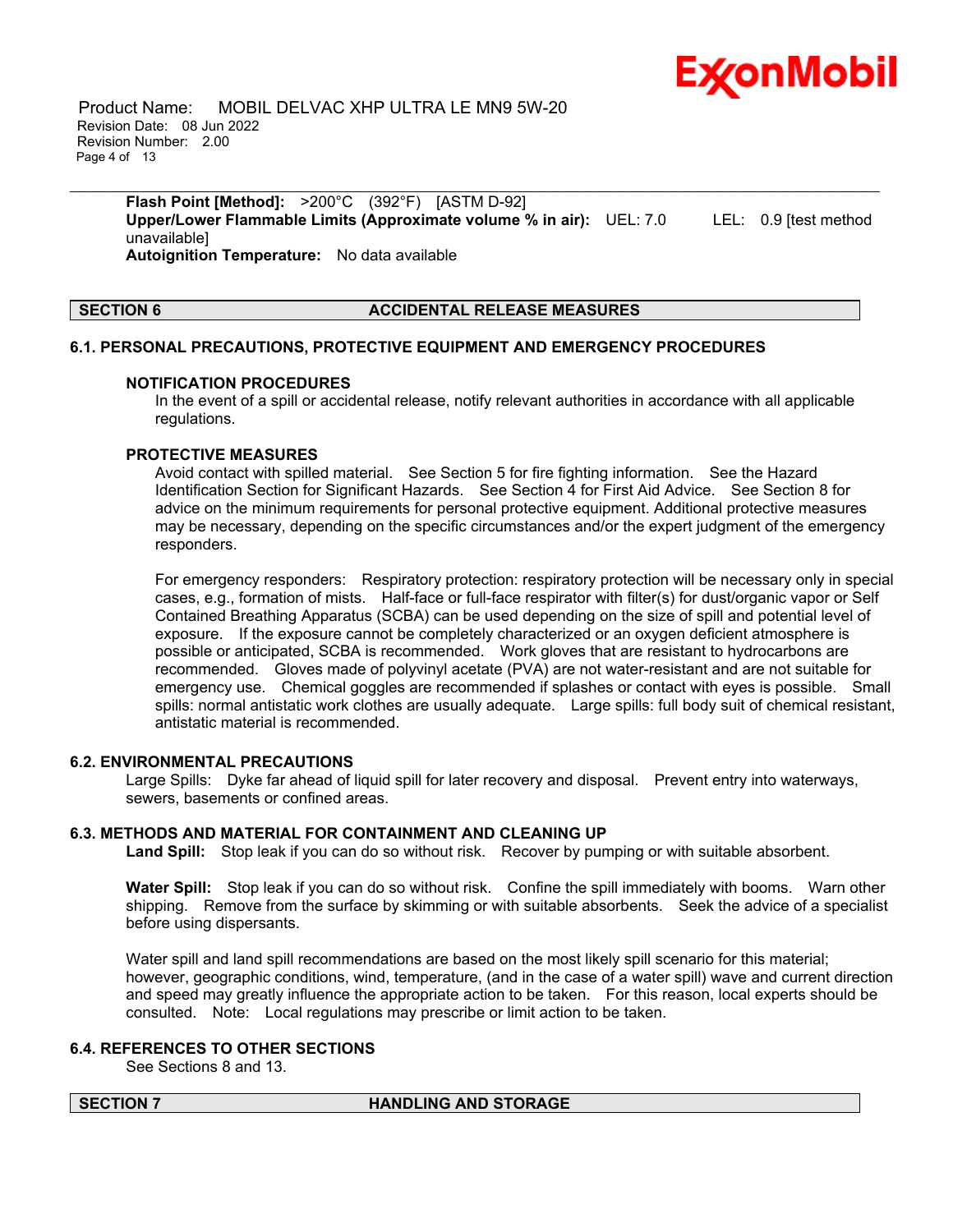**Flash Point [Method]:** >200°C (392°F) [ASTM D-92]
**Upper/Lower Flammable Limits (Approximate volume % in air):** UEL: 7.0 LEL: 0.9 [test method unavailable]
**Autoignition Temperature:** No data available

## SECTION 6 ACCIDENTAL RELEASE MEASURES

### 6.1. PERSONAL PRECAUTIONS, PROTECTIVE EQUIPMENT AND EMERGENCY PROCEDURES

**NOTIFICATION PROCEDURES**

In the event of a spill or accidental release, notify relevant authorities in accordance with all applicable regulations.

**PROTECTIVE MEASURES**

Avoid contact with spilled material. See Section 5 for fire fighting information. See the Hazard Identification Section for Significant Hazards. See Section 4 for First Aid Advice. See Section 8 for advice on the minimum requirements for personal protective equipment. Additional protective measures may be necessary, depending on the specific circumstances and/or the expert judgment of the emergency responders.

For emergency responders: Respiratory protection: respiratory protection will be necessary only in special cases, e.g., formation of mists. Half-face or full-face respirator with filter(s) for dust/organic vapor or Self Contained Breathing Apparatus (SCBA) can be used depending on the size of spill and potential level of exposure. If the exposure cannot be completely characterized or an oxygen deficient atmosphere is possible or anticipated, SCBA is recommended. Work gloves that are resistant to hydrocarbons are recommended. Gloves made of polyvinyl acetate (PVA) are not water-resistant and are not suitable for emergency use. Chemical goggles are recommended if splashes or contact with eyes is possible. Small spills: normal antistatic work clothes are usually adequate. Large spills: full body suit of chemical resistant, antistatic material is recommended.

### 6.2. ENVIRONMENTAL PRECAUTIONS

Large Spills: Dyke far ahead of liquid spill for later recovery and disposal. Prevent entry into waterways, sewers, basements or confined areas.

### 6.3. METHODS AND MATERIAL FOR CONTAINMENT AND CLEANING UP

**Land Spill:** Stop leak if you can do so without risk. Recover by pumping or with suitable absorbent.

**Water Spill:** Stop leak if you can do so without risk. Confine the spill immediately with booms. Warn other shipping. Remove from the surface by skimming or with suitable absorbents. Seek the advice of a specialist before using dispersants.

Water spill and land spill recommendations are based on the most likely spill scenario for this material; however, geographic conditions, wind, temperature, (and in the case of a water spill) wave and current direction and speed may greatly influence the appropriate action to be taken. For this reason, local experts should be consulted. Note: Local regulations may prescribe or limit action to be taken.

### 6.4. REFERENCES TO OTHER SECTIONS

See Sections 8 and 13.

## SECTION 7 HANDLING AND STORAGE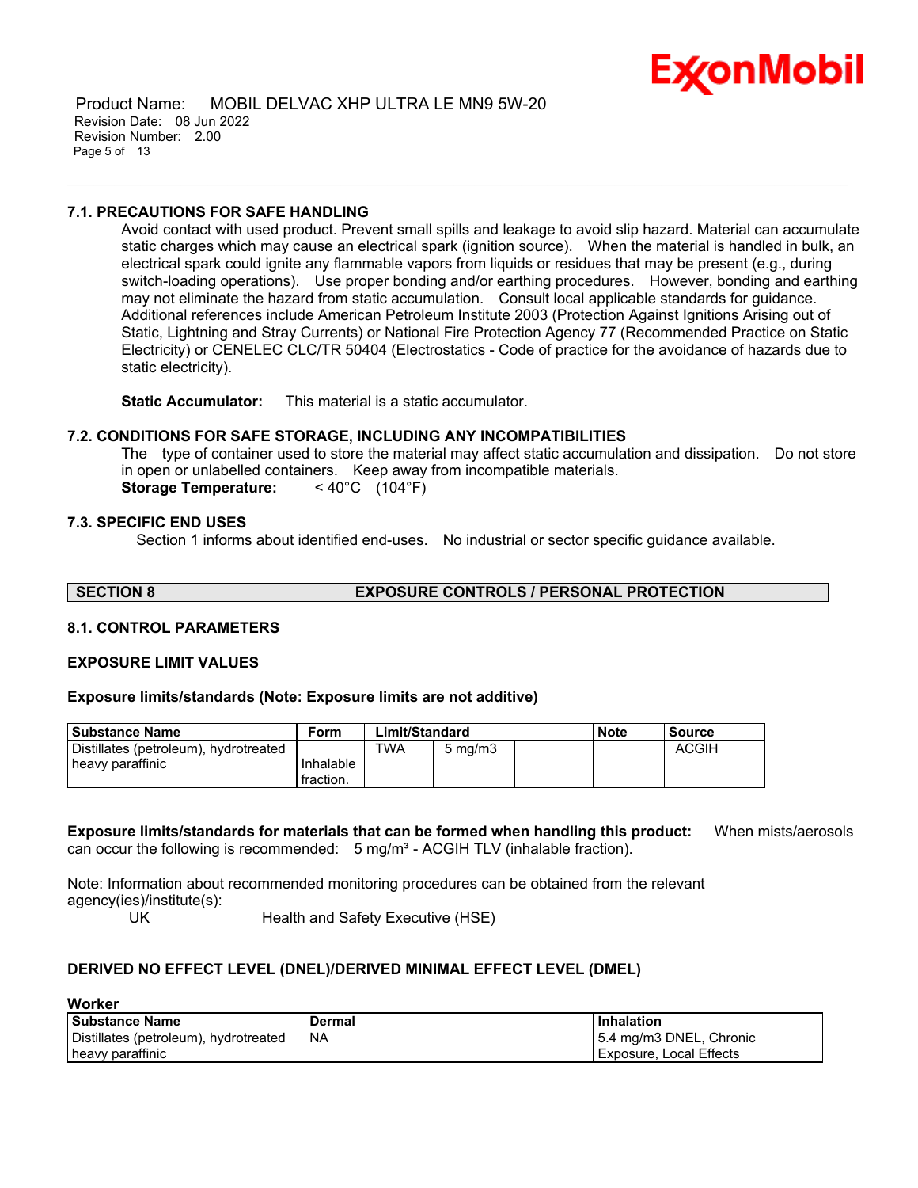### 7.1. PRECAUTIONS FOR SAFE HANDLING

Avoid contact with used product. Prevent small spills and leakage to avoid slip hazard. Material can accumulate static charges which may cause an electrical spark (ignition source). When the material is handled in bulk, an electrical spark could ignite any flammable vapors from liquids or residues that may be present (e.g., during switch-loading operations). Use proper bonding and/or earthing procedures. However, bonding and earthing may not eliminate the hazard from static accumulation. Consult local applicable standards for guidance. Additional references include American Petroleum Institute 2003 (Protection Against Ignitions Arising out of Static, Lightning and Stray Currents) or National Fire Protection Agency 77 (Recommended Practice on Static Electricity) or CENELEC CLC/TR 50404 (Electrostatics - Code of practice for the avoidance of hazards due to static electricity).

**Static Accumulator:** This material is a static accumulator.

### 7.2. CONDITIONS FOR SAFE STORAGE, INCLUDING ANY INCOMPATIBILITIES

The type of container used to store the material may affect static accumulation and dissipation. Do not store in open or unlabelled containers. Keep away from incompatible materials.
**Storage Temperature:** < 40°C (104°F)

### 7.3. SPECIFIC END USES

Section 1 informs about identified end-uses. No industrial or sector specific guidance available.

## SECTION 8 EXPOSURE CONTROLS / PERSONAL PROTECTION

### 8.1. CONTROL PARAMETERS

### EXPOSURE LIMIT VALUES

**Exposure limits/standards (Note: Exposure limits are not additive)**

| Substance Name | Form | Limit/Standard | | | Note | Source |
|---|---|---|---|---|---|---|
| Distillates (petroleum), hydrotreated heavy paraffinic | Inhalable fraction. | TWA | 5 mg/m3 | | | ACGIH |

**Exposure limits/standards for materials that can be formed when handling this product:** When mists/aerosols can occur the following is recommended: 5 mg/m³ - ACGIH TLV (inhalable fraction).

Note: Information about recommended monitoring procedures can be obtained from the relevant agency(ies)/institute(s):
UK Health and Safety Executive (HSE)

### DERIVED NO EFFECT LEVEL (DNEL)/DERIVED MINIMAL EFFECT LEVEL (DMEL)

**Worker**

| Substance Name | Dermal | Inhalation |
|---|---|---|
| Distillates (petroleum), hydrotreated heavy paraffinic | NA | 5.4 mg/m3 DNEL, Chronic Exposure, Local Effects |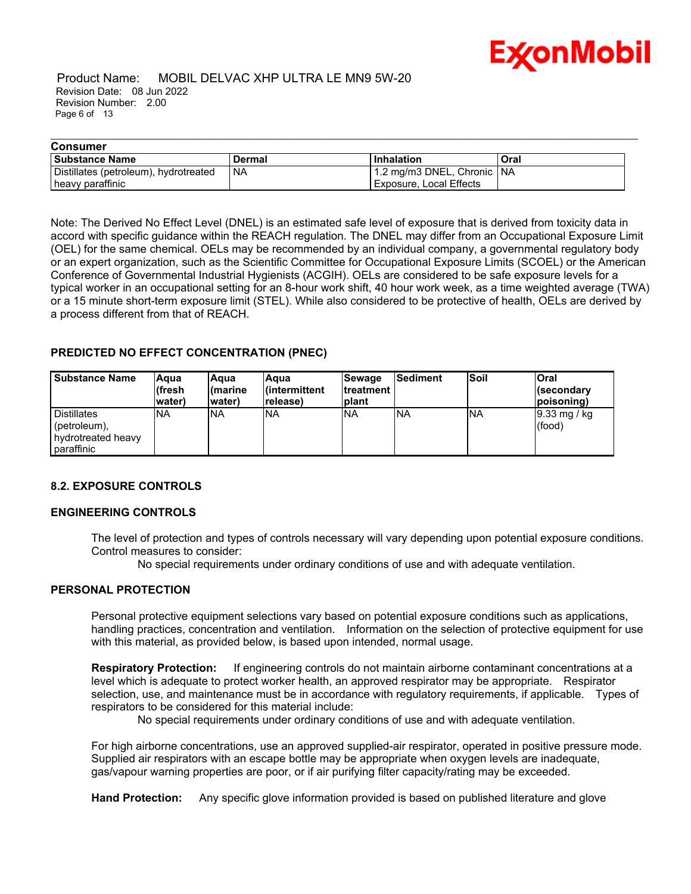**Consumer**

| Substance Name | Dermal | Inhalation | Oral |
| --- | --- | --- | --- |
| Distillates (petroleum), hydrotreated heavy paraffinic | NA | 1.2 mg/m3 DNEL, Chronic Exposure, Local Effects | NA |

Note: The Derived No Effect Level (DNEL) is an estimated safe level of exposure that is derived from toxicity data in accord with specific guidance within the REACH regulation. The DNEL may differ from an Occupational Exposure Limit (OEL) for the same chemical. OELs may be recommended by an individual company, a governmental regulatory body or an expert organization, such as the Scientific Committee for Occupational Exposure Limits (SCOEL) or the American Conference of Governmental Industrial Hygienists (ACGIH). OELs are considered to be safe exposure levels for a typical worker in an occupational setting for an 8-hour work shift, 40 hour work week, as a time weighted average (TWA) or a 15 minute short-term exposure limit (STEL). While also considered to be protective of health, OELs are derived by a process different from that of REACH.

### PREDICTED NO EFFECT CONCENTRATION (PNEC)

| Substance Name | Aqua (fresh water) | Aqua (marine water) | Aqua (intermittent release) | Sewage treatment plant | Sediment | Soil | Oral (secondary poisoning) |
| --- | --- | --- | --- | --- | --- | --- | --- |
| Distillates (petroleum), hydrotreated heavy paraffinic | NA | NA | NA | NA | NA | NA | 9.33 mg / kg (food) |

### 8.2. EXPOSURE CONTROLS

### ENGINEERING CONTROLS

The level of protection and types of controls necessary will vary depending upon potential exposure conditions. Control measures to consider:

No special requirements under ordinary conditions of use and with adequate ventilation.

### PERSONAL PROTECTION

Personal protective equipment selections vary based on potential exposure conditions such as applications, handling practices, concentration and ventilation. Information on the selection of protective equipment for use with this material, as provided below, is based upon intended, normal usage.

**Respiratory Protection:** If engineering controls do not maintain airborne contaminant concentrations at a level which is adequate to protect worker health, an approved respirator may be appropriate. Respirator selection, use, and maintenance must be in accordance with regulatory requirements, if applicable. Types of respirators to be considered for this material include:

No special requirements under ordinary conditions of use and with adequate ventilation.

For high airborne concentrations, use an approved supplied-air respirator, operated in positive pressure mode. Supplied air respirators with an escape bottle may be appropriate when oxygen levels are inadequate, gas/vapour warning properties are poor, or if air purifying filter capacity/rating may be exceeded.

**Hand Protection:** Any specific glove information provided is based on published literature and glove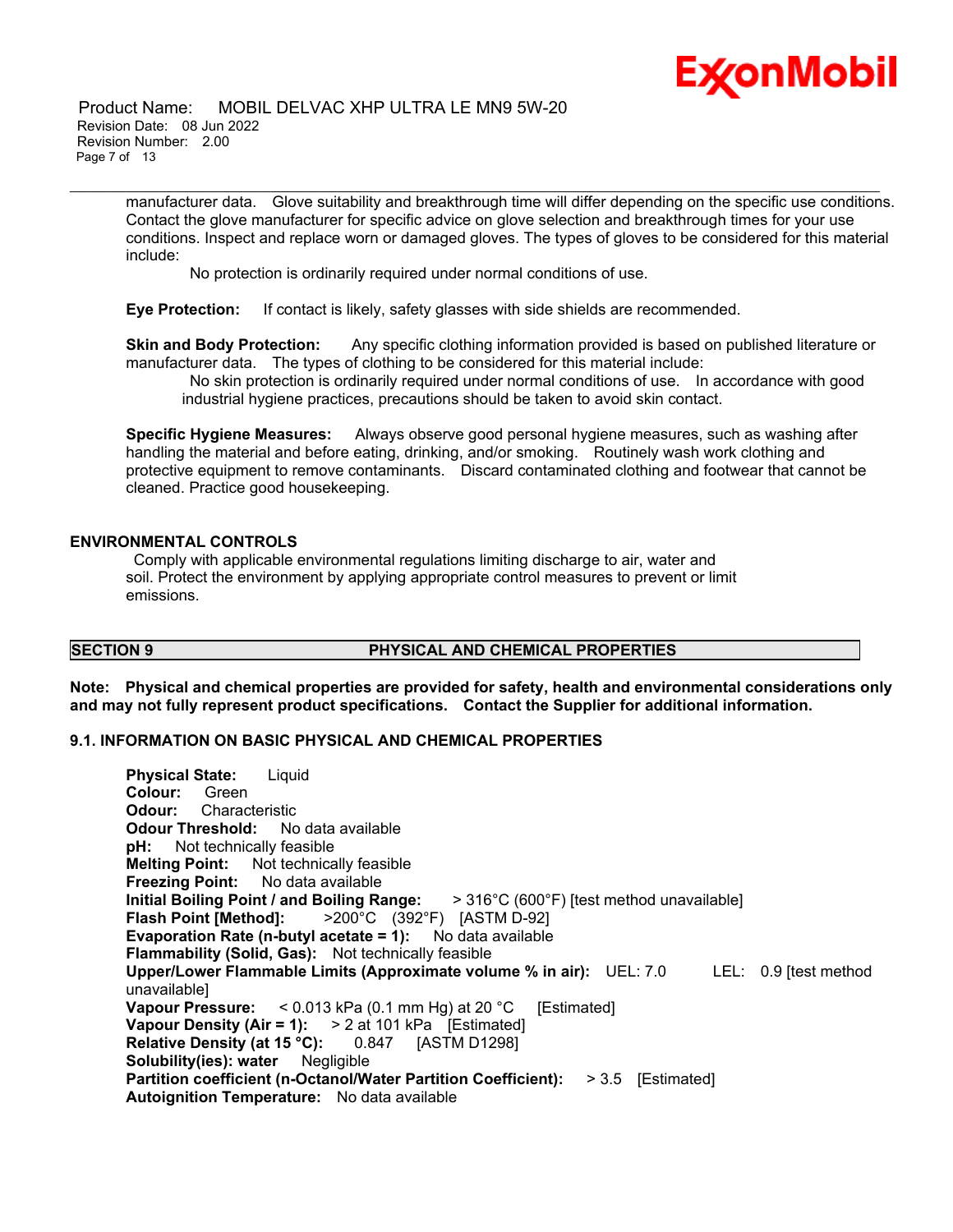manufacturer data. Glove suitability and breakthrough time will differ depending on the specific use conditions. Contact the glove manufacturer for specific advice on glove selection and breakthrough times for your use conditions. Inspect and replace worn or damaged gloves. The types of gloves to be considered for this material include:

No protection is ordinarily required under normal conditions of use.

**Eye Protection:** If contact is likely, safety glasses with side shields are recommended.

**Skin and Body Protection:** Any specific clothing information provided is based on published literature or manufacturer data. The types of clothing to be considered for this material include:

No skin protection is ordinarily required under normal conditions of use. In accordance with good industrial hygiene practices, precautions should be taken to avoid skin contact.

**Specific Hygiene Measures:** Always observe good personal hygiene measures, such as washing after handling the material and before eating, drinking, and/or smoking. Routinely wash work clothing and protective equipment to remove contaminants. Discard contaminated clothing and footwear that cannot be cleaned. Practice good housekeeping.

### ENVIRONMENTAL CONTROLS

Comply with applicable environmental regulations limiting discharge to air, water and soil. Protect the environment by applying appropriate control measures to prevent or limit emissions.

## SECTION 9 PHYSICAL AND CHEMICAL PROPERTIES

**Note: Physical and chemical properties are provided for safety, health and environmental considerations only and may not fully represent product specifications. Contact the Supplier for additional information.**

### 9.1. INFORMATION ON BASIC PHYSICAL AND CHEMICAL PROPERTIES

**Physical State:** Liquid
**Colour:** Green
**Odour:** Characteristic
**Odour Threshold:** No data available
**pH:** Not technically feasible
**Melting Point:** Not technically feasible
**Freezing Point:** No data available
**Initial Boiling Point / and Boiling Range:** > 316°C (600°F) [test method unavailable]
**Flash Point [Method]:** >200°C (392°F) [ASTM D-92]
**Evaporation Rate (n-butyl acetate = 1):** No data available
**Flammability (Solid, Gas):** Not technically feasible
**Upper/Lower Flammable Limits (Approximate volume % in air):** UEL: 7.0 LEL: 0.9 [test method unavailable]
**Vapour Pressure:** < 0.013 kPa (0.1 mm Hg) at 20 °C [Estimated]
**Vapour Density (Air = 1):** > 2 at 101 kPa [Estimated]
**Relative Density (at 15 °C):** 0.847 [ASTM D1298]
**Solubility(ies): water** Negligible
**Partition coefficient (n-Octanol/Water Partition Coefficient):** > 3.5 [Estimated]
**Autoignition Temperature:** No data available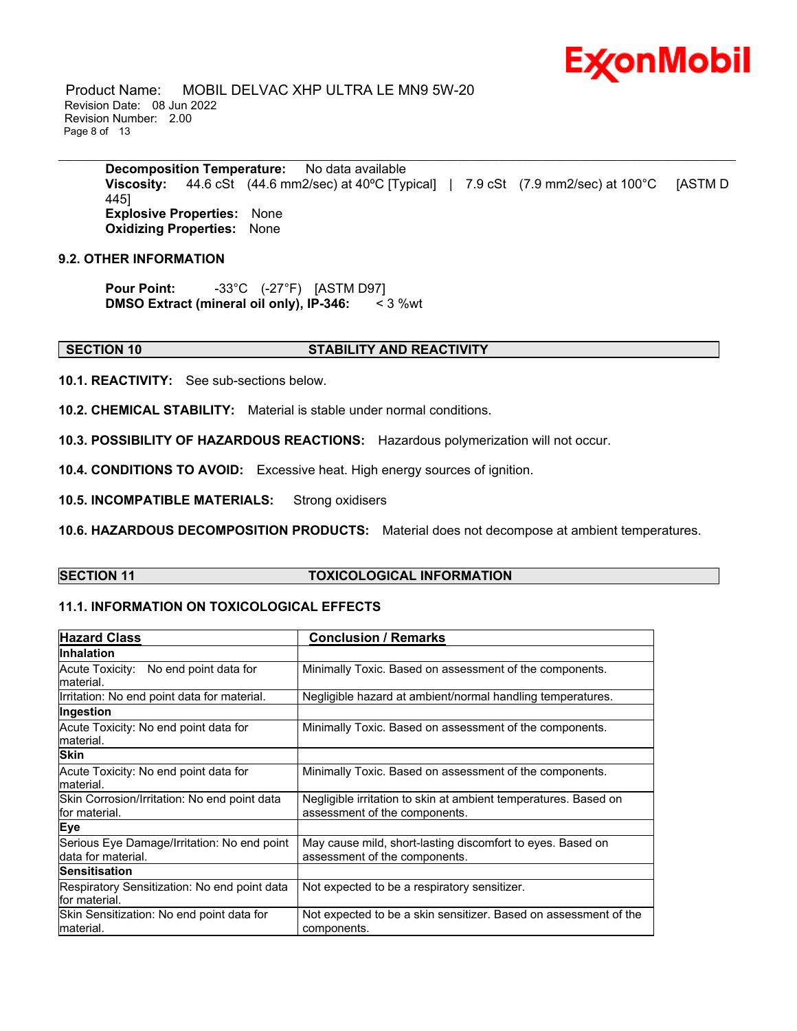**Decomposition Temperature:** No data available
**Viscosity:** 44.6 cSt (44.6 mm2/sec) at 40ºC [Typical] | 7.9 cSt (7.9 mm2/sec) at 100°C [ASTM D 445]
**Explosive Properties:** None
**Oxidizing Properties:** None

### 9.2. OTHER INFORMATION

**Pour Point:** -33°C (-27°F) [ASTM D97]
**DMSO Extract (mineral oil only), IP-346:** < 3 %wt

## SECTION 10 STABILITY AND REACTIVITY

**10.1. REACTIVITY:** See sub-sections below.

**10.2. CHEMICAL STABILITY:** Material is stable under normal conditions.

**10.3. POSSIBILITY OF HAZARDOUS REACTIONS:** Hazardous polymerization will not occur.

**10.4. CONDITIONS TO AVOID:** Excessive heat. High energy sources of ignition.

**10.5. INCOMPATIBLE MATERIALS:** Strong oxidisers

**10.6. HAZARDOUS DECOMPOSITION PRODUCTS:** Material does not decompose at ambient temperatures.

## SECTION 11 TOXICOLOGICAL INFORMATION

### 11.1. INFORMATION ON TOXICOLOGICAL EFFECTS

| Hazard Class | Conclusion / Remarks |
|---|---|
| **Inhalation** | |
| Acute Toxicity: No end point data for material. | Minimally Toxic. Based on assessment of the components. |
| Irritation: No end point data for material. | Negligible hazard at ambient/normal handling temperatures. |
| **Ingestion** | |
| Acute Toxicity: No end point data for material. | Minimally Toxic. Based on assessment of the components. |
| **Skin** | |
| Acute Toxicity: No end point data for material. | Minimally Toxic. Based on assessment of the components. |
| Skin Corrosion/Irritation: No end point data for material. | Negligible irritation to skin at ambient temperatures. Based on assessment of the components. |
| **Eye** | |
| Serious Eye Damage/Irritation: No end point data for material. | May cause mild, short-lasting discomfort to eyes. Based on assessment of the components. |
| **Sensitisation** | |
| Respiratory Sensitization: No end point data for material. | Not expected to be a respiratory sensitizer. |
| Skin Sensitization: No end point data for material. | Not expected to be a skin sensitizer. Based on assessment of the components. |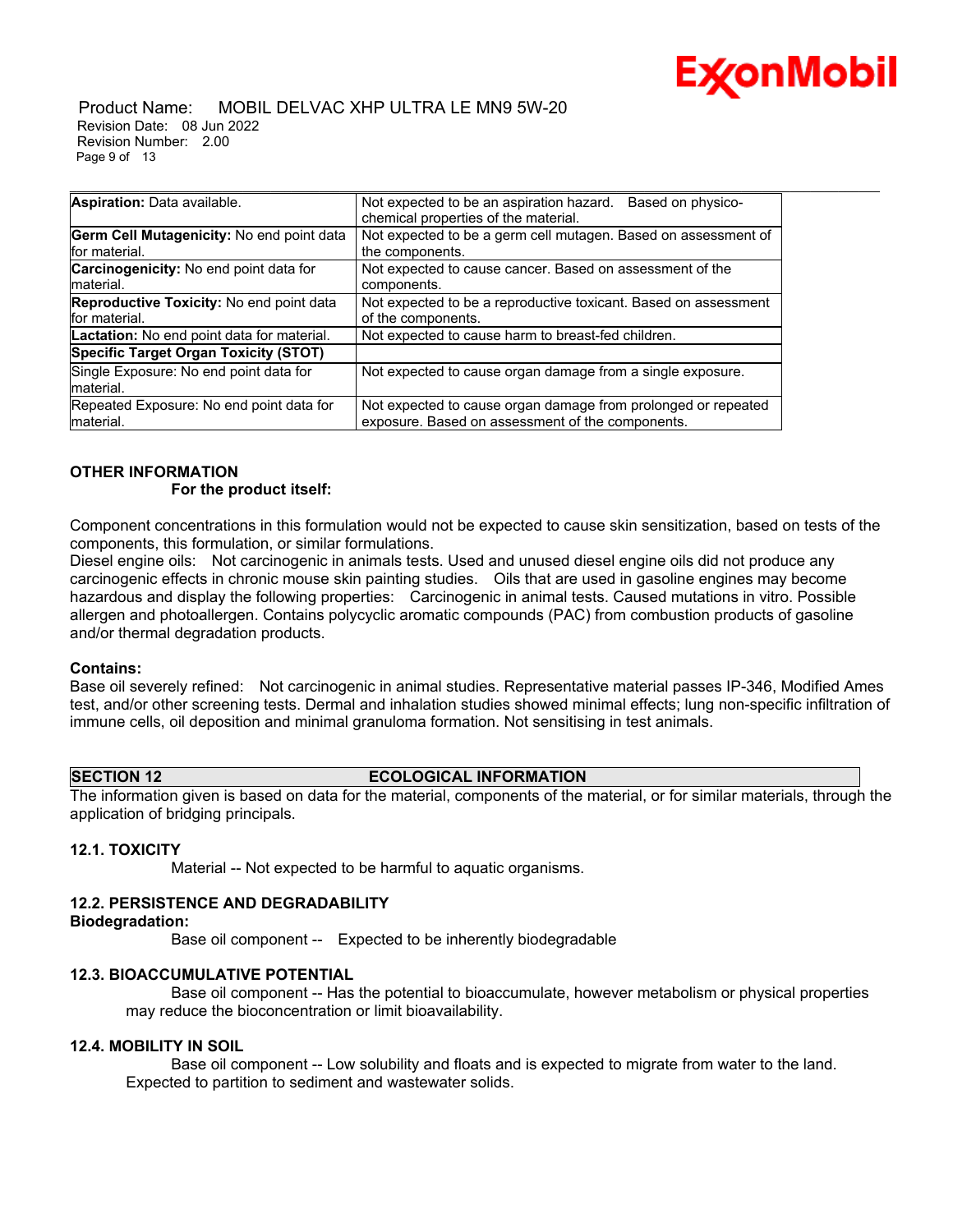| | |
|---|---|
| **Aspiration:** Data available. | Not expected to be an aspiration hazard. Based on physico-chemical properties of the material. |
| **Germ Cell Mutagenicity:** No end point data for material. | Not expected to be a germ cell mutagen. Based on assessment of the components. |
| **Carcinogenicity:** No end point data for material. | Not expected to cause cancer. Based on assessment of the components. |
| **Reproductive Toxicity:** No end point data for material. | Not expected to be a reproductive toxicant. Based on assessment of the components. |
| **Lactation:** No end point data for material. | Not expected to cause harm to breast-fed children. |
| **Specific Target Organ Toxicity (STOT)** | |
| Single Exposure: No end point data for material. | Not expected to cause organ damage from a single exposure. |
| Repeated Exposure: No end point data for material. | Not expected to cause organ damage from prolonged or repeated exposure. Based on assessment of the components. |

**OTHER INFORMATION**

**For the product itself:**

Component concentrations in this formulation would not be expected to cause skin sensitization, based on tests of the components, this formulation, or similar formulations.
Diesel engine oils: Not carcinogenic in animals tests. Used and unused diesel engine oils did not produce any carcinogenic effects in chronic mouse skin painting studies. Oils that are used in gasoline engines may become hazardous and display the following properties: Carcinogenic in animal tests. Caused mutations in vitro. Possible allergen and photoallergen. Contains polycyclic aromatic compounds (PAC) from combustion products of gasoline and/or thermal degradation products.

**Contains:**
Base oil severely refined: Not carcinogenic in animal studies. Representative material passes IP-346, Modified Ames test, and/or other screening tests. Dermal and inhalation studies showed minimal effects; lung non-specific infiltration of immune cells, oil deposition and minimal granuloma formation. Not sensitising in test animals.

## SECTION 12 ECOLOGICAL INFORMATION

The information given is based on data for the material, components of the material, or for similar materials, through the application of bridging principals.

### 12.1. TOXICITY

Material -- Not expected to be harmful to aquatic organisms.

### 12.2. PERSISTENCE AND DEGRADABILITY

**Biodegradation:**

Base oil component -- Expected to be inherently biodegradable

### 12.3. BIOACCUMULATIVE POTENTIAL

Base oil component -- Has the potential to bioaccumulate, however metabolism or physical properties may reduce the bioconcentration or limit bioavailability.

### 12.4. MOBILITY IN SOIL

Base oil component -- Low solubility and floats and is expected to migrate from water to the land. Expected to partition to sediment and wastewater solids.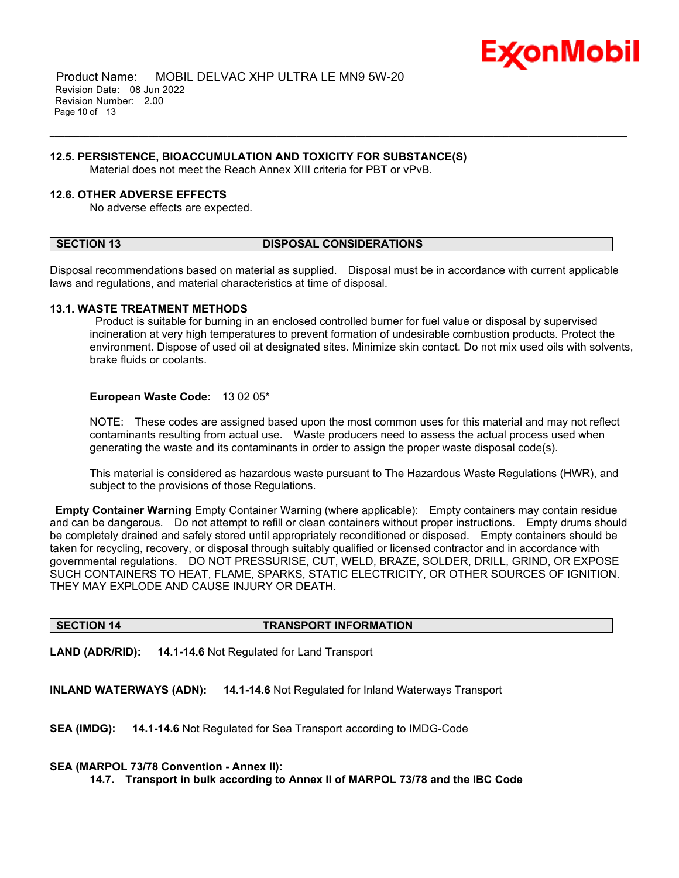### 12.5. PERSISTENCE, BIOACCUMULATION AND TOXICITY FOR SUBSTANCE(S)

Material does not meet the Reach Annex XIII criteria for PBT or vPvB.

### 12.6. OTHER ADVERSE EFFECTS

No adverse effects are expected.

## SECTION 13 DISPOSAL CONSIDERATIONS

Disposal recommendations based on material as supplied. Disposal must be in accordance with current applicable laws and regulations, and material characteristics at time of disposal.

### 13.1. WASTE TREATMENT METHODS

Product is suitable for burning in an enclosed controlled burner for fuel value or disposal by supervised incineration at very high temperatures to prevent formation of undesirable combustion products. Protect the environment. Dispose of used oil at designated sites. Minimize skin contact. Do not mix used oils with solvents, brake fluids or coolants.

**European Waste Code:** 13 02 05*

NOTE: These codes are assigned based upon the most common uses for this material and may not reflect contaminants resulting from actual use. Waste producers need to assess the actual process used when generating the waste and its contaminants in order to assign the proper waste disposal code(s).

This material is considered as hazardous waste pursuant to The Hazardous Waste Regulations (HWR), and subject to the provisions of those Regulations.

**Empty Container Warning** Empty Container Warning (where applicable): Empty containers may contain residue and can be dangerous. Do not attempt to refill or clean containers without proper instructions. Empty drums should be completely drained and safely stored until appropriately reconditioned or disposed. Empty containers should be taken for recycling, recovery, or disposal through suitably qualified or licensed contractor and in accordance with governmental regulations. DO NOT PRESSURISE, CUT, WELD, BRAZE, SOLDER, DRILL, GRIND, OR EXPOSE SUCH CONTAINERS TO HEAT, FLAME, SPARKS, STATIC ELECTRICITY, OR OTHER SOURCES OF IGNITION. THEY MAY EXPLODE AND CAUSE INJURY OR DEATH.

## SECTION 14 TRANSPORT INFORMATION

**LAND (ADR/RID):** **14.1-14.6** Not Regulated for Land Transport

**INLAND WATERWAYS (ADN):** **14.1-14.6** Not Regulated for Inland Waterways Transport

**SEA (IMDG):** **14.1-14.6** Not Regulated for Sea Transport according to IMDG-Code

**SEA (MARPOL 73/78 Convention - Annex II):**

**14.7. Transport in bulk according to Annex II of MARPOL 73/78 and the IBC Code**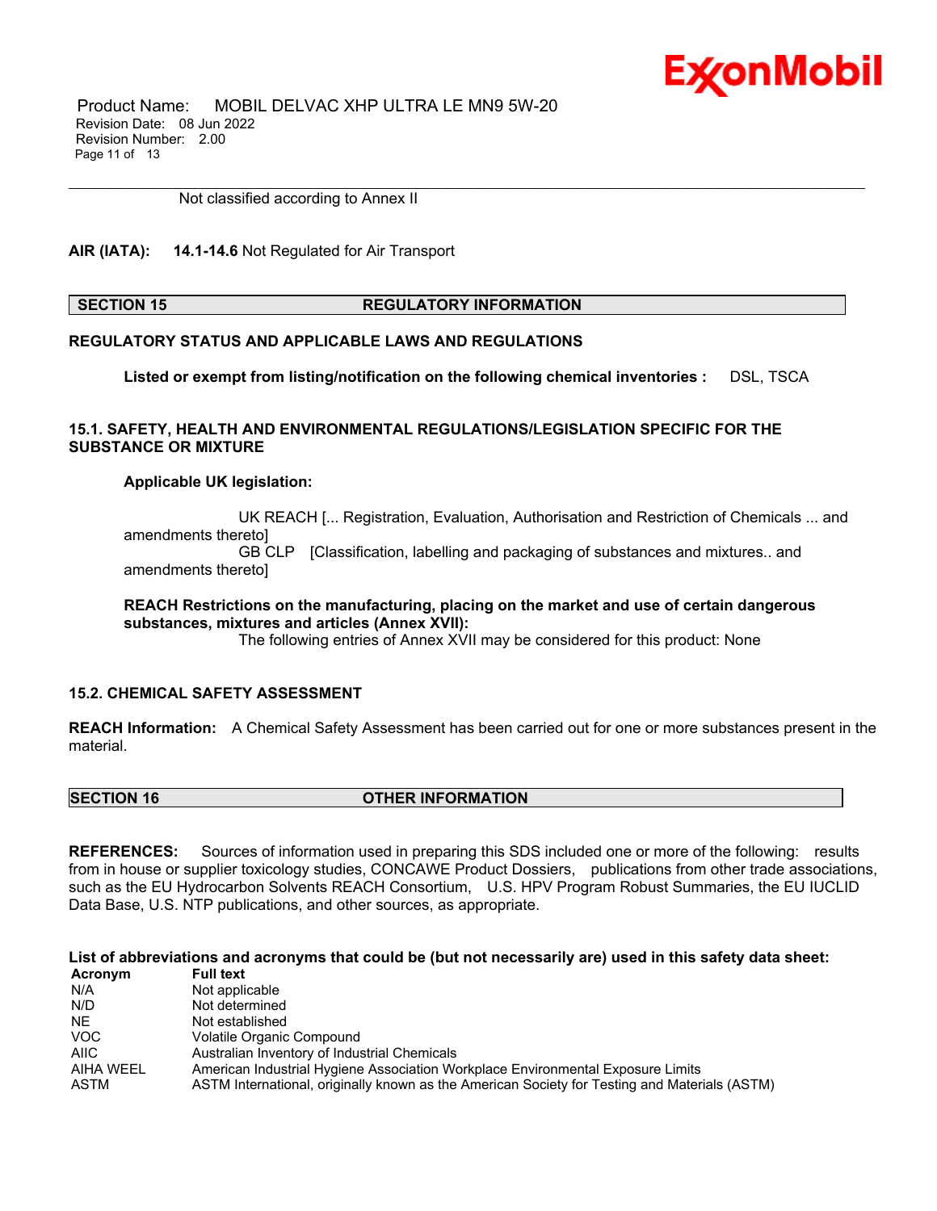Not classified according to Annex II

**AIR (IATA):** **14.1-14.6** Not Regulated for Air Transport

## SECTION 15 REGULATORY INFORMATION

**REGULATORY STATUS AND APPLICABLE LAWS AND REGULATIONS**

**Listed or exempt from listing/notification on the following chemical inventories :** DSL, TSCA

**15.1. SAFETY, HEALTH AND ENVIRONMENTAL REGULATIONS/LEGISLATION SPECIFIC FOR THE SUBSTANCE OR MIXTURE**

**Applicable UK legislation:**

UK REACH [... Registration, Evaluation, Authorisation and Restriction of Chemicals ... and amendments thereto]
GB CLP [Classification, labelling and packaging of substances and mixtures.. and amendments thereto]

**REACH Restrictions on the manufacturing, placing on the market and use of certain dangerous substances, mixtures and articles (Annex XVII):**
The following entries of Annex XVII may be considered for this product: None

**15.2. CHEMICAL SAFETY ASSESSMENT**

**REACH Information:** A Chemical Safety Assessment has been carried out for one or more substances present in the material.

## SECTION 16 OTHER INFORMATION

**REFERENCES:** Sources of information used in preparing this SDS included one or more of the following: results from in house or supplier toxicology studies, CONCAWE Product Dossiers, publications from other trade associations, such as the EU Hydrocarbon Solvents REACH Consortium, U.S. HPV Program Robust Summaries, the EU IUCLID Data Base, U.S. NTP publications, and other sources, as appropriate.

**List of abbreviations and acronyms that could be (but not necessarily are) used in this safety data sheet:**

| Acronym | Full text |
|---|---|
| N/A | Not applicable |
| N/D | Not determined |
| NE | Not established |
| VOC | Volatile Organic Compound |
| AIIC | Australian Inventory of Industrial Chemicals |
| AIHA WEEL | American Industrial Hygiene Association Workplace Environmental Exposure Limits |
| ASTM | ASTM International, originally known as the American Society for Testing and Materials (ASTM) |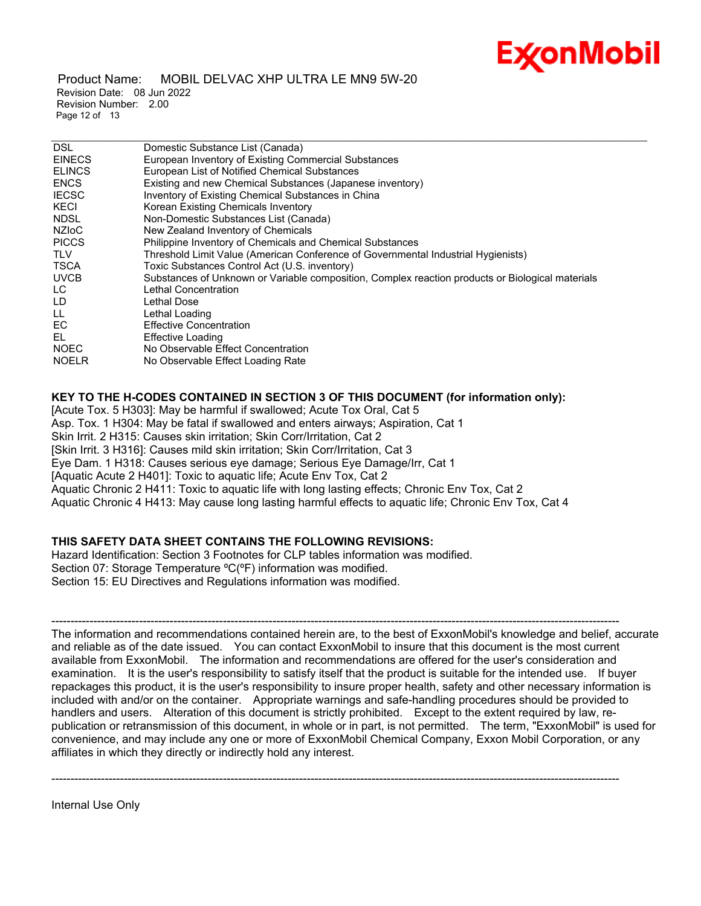| | |
|---|---|
| DSL | Domestic Substance List (Canada) |
| EINECS | European Inventory of Existing Commercial Substances |
| ELINCS | European List of Notified Chemical Substances |
| ENCS | Existing and new Chemical Substances (Japanese inventory) |
| IECSC | Inventory of Existing Chemical Substances in China |
| KECI | Korean Existing Chemicals Inventory |
| NDSL | Non-Domestic Substances List (Canada) |
| NZIoC | New Zealand Inventory of Chemicals |
| PICCS | Philippine Inventory of Chemicals and Chemical Substances |
| TLV | Threshold Limit Value (American Conference of Governmental Industrial Hygienists) |
| TSCA | Toxic Substances Control Act (U.S. inventory) |
| UVCB | Substances of Unknown or Variable composition, Complex reaction products or Biological materials |
| LC | Lethal Concentration |
| LD | Lethal Dose |
| LL | Lethal Loading |
| EC | Effective Concentration |
| EL | Effective Loading |
| NOEC | No Observable Effect Concentration |
| NOELR | No Observable Effect Loading Rate |

**KEY TO THE H-CODES CONTAINED IN SECTION 3 OF THIS DOCUMENT (for information only):**

[Acute Tox. 5 H303]: May be harmful if swallowed; Acute Tox Oral, Cat 5
Asp. Tox. 1 H304: May be fatal if swallowed and enters airways; Aspiration, Cat 1
Skin Irrit. 2 H315: Causes skin irritation; Skin Corr/Irritation, Cat 2
[Skin Irrit. 3 H316]: Causes mild skin irritation; Skin Corr/Irritation, Cat 3
Eye Dam. 1 H318: Causes serious eye damage; Serious Eye Damage/Irr, Cat 1
[Aquatic Acute 2 H401]: Toxic to aquatic life; Acute Env Tox, Cat 2
Aquatic Chronic 2 H411: Toxic to aquatic life with long lasting effects; Chronic Env Tox, Cat 2
Aquatic Chronic 4 H413: May cause long lasting harmful effects to aquatic life; Chronic Env Tox, Cat 4

**THIS SAFETY DATA SHEET CONTAINS THE FOLLOWING REVISIONS:**

Hazard Identification: Section 3 Footnotes for CLP tables information was modified.
Section 07: Storage Temperature ºC(ºF) information was modified.
Section 15: EU Directives and Regulations information was modified.

-----------------------------------------------------------------------------------------------------------------------------------------------

The information and recommendations contained herein are, to the best of ExxonMobil's knowledge and belief, accurate and reliable as of the date issued. You can contact ExxonMobil to insure that this document is the most current available from ExxonMobil. The information and recommendations are offered for the user's consideration and examination. It is the user's responsibility to satisfy itself that the product is suitable for the intended use. If buyer repackages this product, it is the user's responsibility to insure proper health, safety and other necessary information is included with and/or on the container. Appropriate warnings and safe-handling procedures should be provided to handlers and users. Alteration of this document is strictly prohibited. Except to the extent required by law, re-publication or retransmission of this document, in whole or in part, is not permitted. The term, "ExxonMobil" is used for convenience, and may include any one or more of ExxonMobil Chemical Company, Exxon Mobil Corporation, or any affiliates in which they directly or indirectly hold any interest.

-----------------------------------------------------------------------------------------------------------------------------------------------

Internal Use Only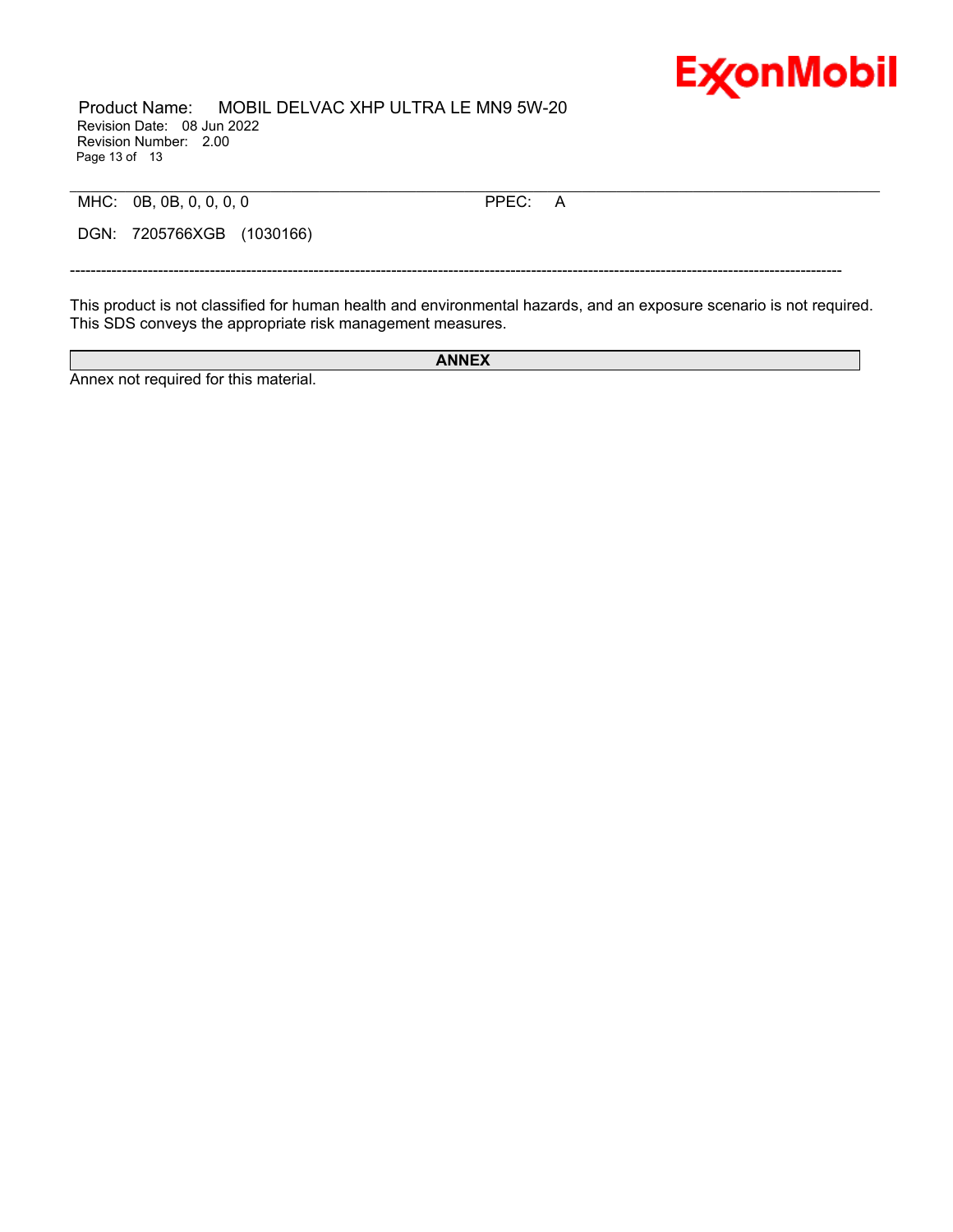MHC: 0B, 0B, 0, 0, 0, 0 PPEC: A

DGN: 7205766XGB (1030166)

-----------------------------------------------------------------------------------------------------------------------------------------------

This product is not classified for human health and environmental hazards, and an exposure scenario is not required. This SDS conveys the appropriate risk management measures.

## ANNEX

Annex not required for this material.